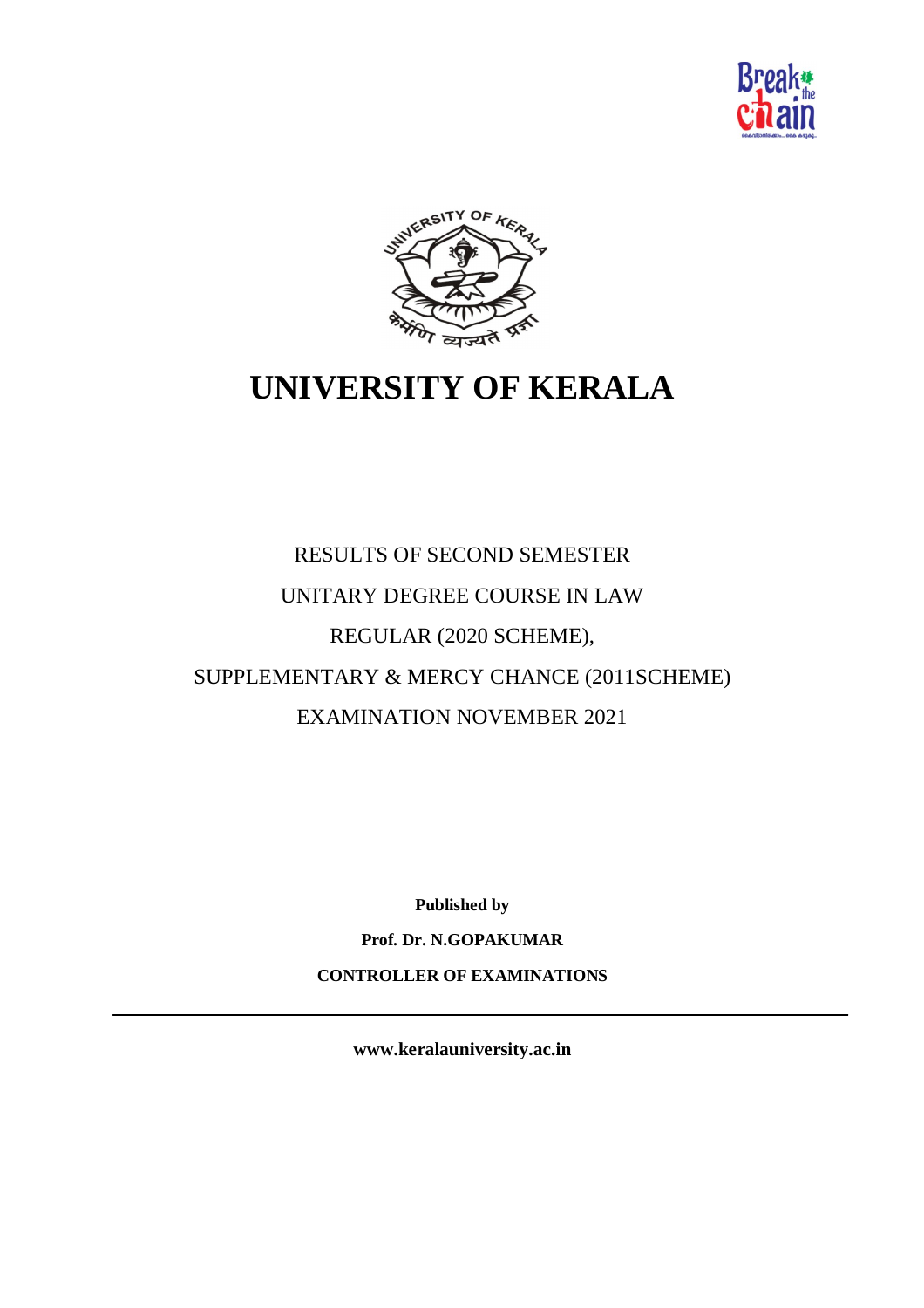# UNIVERSITY OF KERALA

RESULTS OF SECOND SEMESTER

UNITARY DEGREE COURSE IN LAW

REGULAR (2020 SCHEME),

SUPPLEMENTARY & MERCY CHANCE (2011SCHEME)

EXAMINATION NOVEMBER 2021

**Published by**

**Prof. Dr. N.GOPAKUMAR**

**CONTROLLER OF EXAMINATIONS**

---

**www.keralauniversity.ac.in**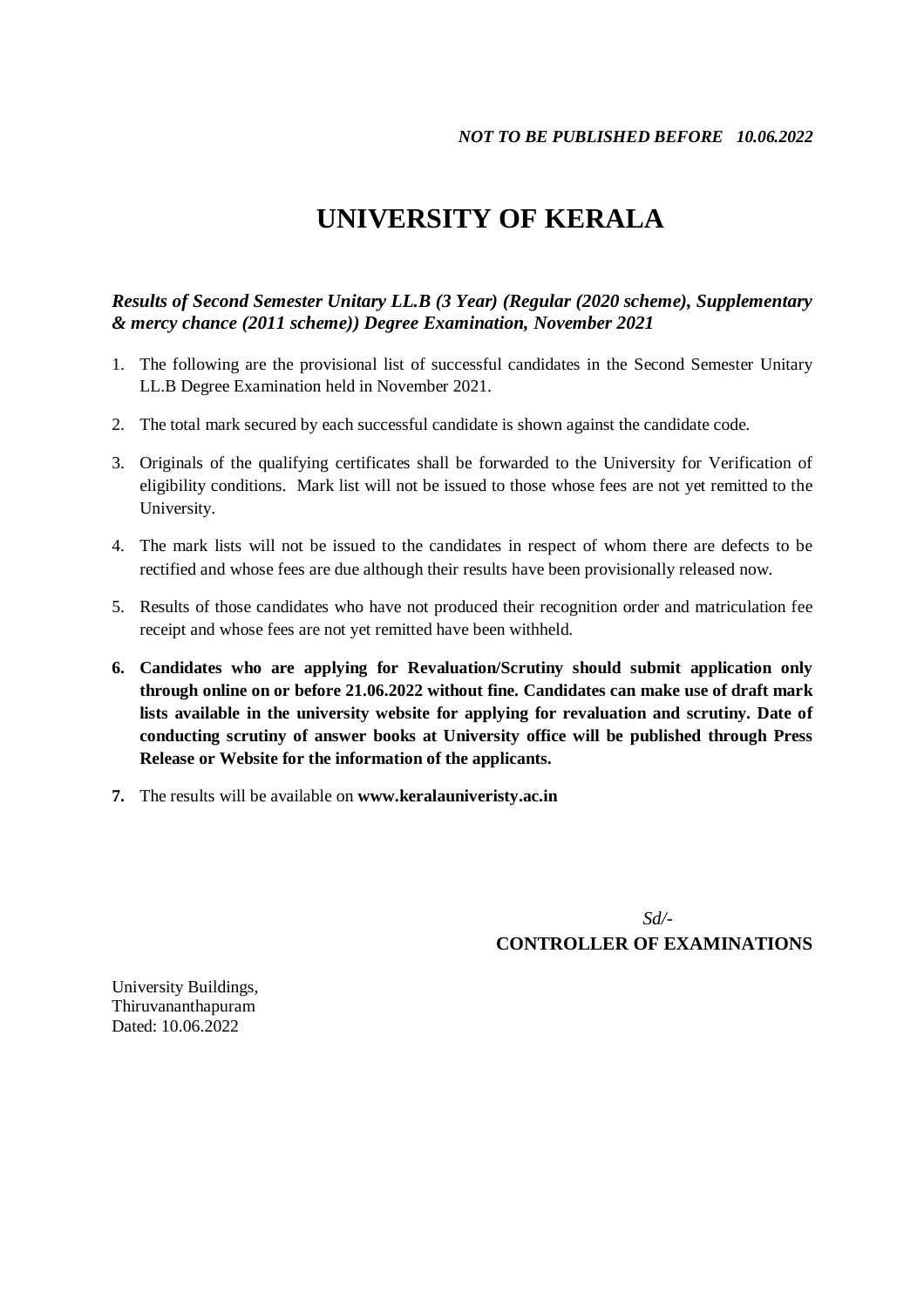*NOT TO BE PUBLISHED BEFORE 10.06.2022*

# UNIVERSITY OF KERALA

***Results of Second Semester Unitary LL.B (3 Year) (Regular (2020 scheme), Supplementary & mercy chance (2011 scheme)) Degree Examination, November 2021***

1. The following are the provisional list of successful candidates in the Second Semester Unitary LL.B Degree Examination held in November 2021.
2. The total mark secured by each successful candidate is shown against the candidate code.
3. Originals of the qualifying certificates shall be forwarded to the University for Verification of eligibility conditions. Mark list will not be issued to those whose fees are not yet remitted to the University.
4. The mark lists will not be issued to the candidates in respect of whom there are defects to be rectified and whose fees are due although their results have been provisionally released now.
5. Results of those candidates who have not produced their recognition order and matriculation fee receipt and whose fees are not yet remitted have been withheld.
6. **Candidates who are applying for Revaluation/Scrutiny should submit application only through online on or before 21.06.2022 without fine. Candidates can make use of draft mark lists available in the university website for applying for revaluation and scrutiny. Date of conducting scrutiny of answer books at University office will be published through Press Release or Website for the information of the applicants.**
7. The results will be available on **www.keralauniveristy.ac.in**

*Sd/-*
**CONTROLLER OF EXAMINATIONS**

University Buildings,
Thiruvananthapuram
Dated: 10.06.2022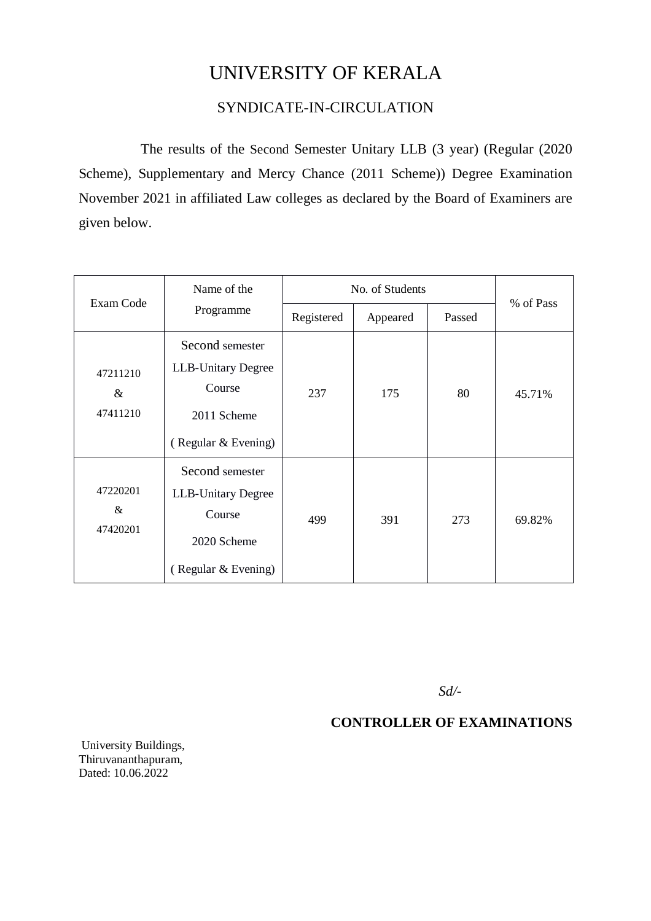# UNIVERSITY OF KERALA

## SYNDICATE-IN-CIRCULATION

The results of the Second Semester Unitary LLB (3 year) (Regular (2020 Scheme), Supplementary and Mercy Chance (2011 Scheme)) Degree Examination November 2021 in affiliated Law colleges as declared by the Board of Examiners are given below.

| Exam Code | Name of the Programme | No. of Students | | | % of Pass |
|---|---|---|---|---|---|
| | | Registered | Appeared | Passed | |
| 47211210 & 47411210 | Second semester LLB-Unitary Degree Course 2011 Scheme ( Regular & Evening) | 237 | 175 | 80 | 45.71% |
| 47220201 & 47420201 | Second semester LLB-Unitary Degree Course 2020 Scheme ( Regular & Evening) | 499 | 391 | 273 | 69.82% |

*Sd/-*

**CONTROLLER OF EXAMINATIONS**

University Buildings,
Thiruvananthapuram,
Dated: 10.06.2022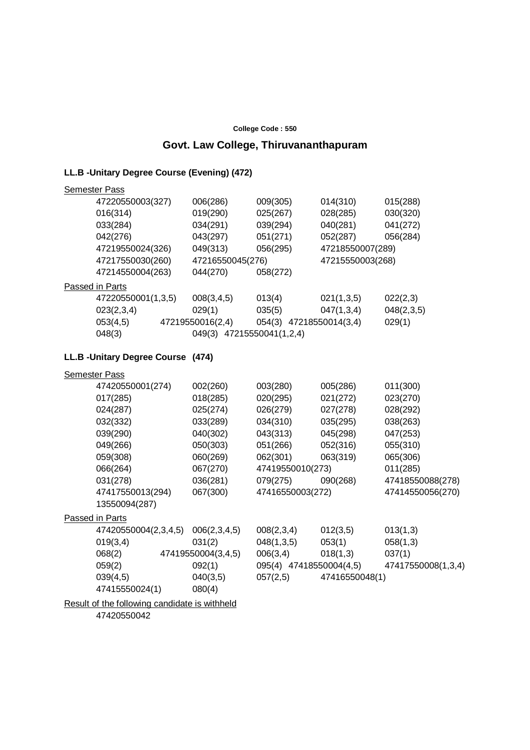**College Code : 550**

## Govt. Law College, Thiruvananthapuram

### LL.B -Unitary Degree Course (Evening) (472)

Semester Pass

47220550003(327) 006(286) 009(305) 014(310) 015(288)
016(314) 019(290) 025(267) 028(285) 030(320)
033(284) 034(291) 039(294) 040(281) 041(272)
042(276) 043(297) 051(271) 052(287) 056(284)
47219550024(326) 049(313) 056(295) 47218550007(289)
47217550030(260) 47216550045(276) 47215550003(268)
47214550004(263) 044(270) 058(272)

Passed in Parts

47220550001(1,3,5) 008(3,4,5) 013(4) 021(1,3,5) 022(2,3)
023(2,3,4) 029(1) 035(5) 047(1,3,4) 048(2,3,5)
053(4,5) 47219550016(2,4) 054(3) 47218550014(3,4) 029(1)
048(3) 049(3) 47215550041(1,2,4)

### LL.B -Unitary Degree Course (474)

Semester Pass

47420550001(274) 002(260) 003(280) 005(286) 011(300)
017(285) 018(285) 020(295) 021(272) 023(270)
024(287) 025(274) 026(279) 027(278) 028(292)
032(332) 033(289) 034(310) 035(295) 038(263)
039(290) 040(302) 043(313) 045(298) 047(253)
049(266) 050(303) 051(266) 052(316) 055(310)
059(308) 060(269) 062(301) 063(319) 065(306)
066(264) 067(270) 47419550010(273) 011(285)
031(278) 036(281) 079(275) 090(268) 47418550088(278)
47417550013(294) 067(300) 47416550003(272) 47414550056(270)
13550094(287)

Passed in Parts

47420550004(2,3,4,5) 006(2,3,4,5) 008(2,3,4) 012(3,5) 013(1,3)
019(3,4) 031(2) 048(1,3,5) 053(1) 058(1,3)
068(2) 47419550004(3,4,5) 006(3,4) 018(1,3) 037(1)
059(2) 092(1) 095(4) 47418550004(4,5) 47417550008(1,3,4)
039(4,5) 040(3,5) 057(2,5) 47416550048(1)
47415550024(1) 080(4)

Result of the following candidate is withheld

47420550042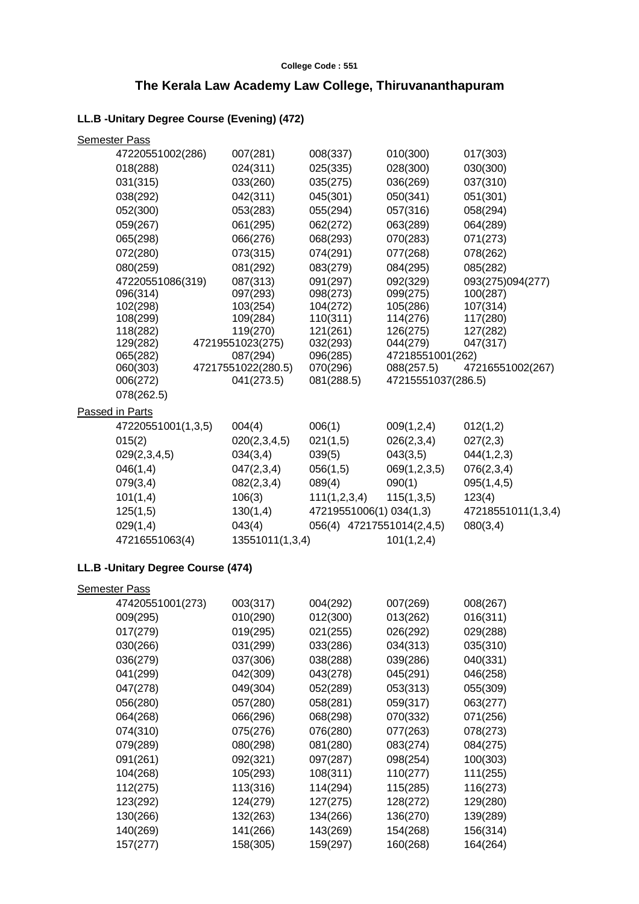**College Code : 551**

## The Kerala Law Academy Law College, Thiruvananthapuram

### LL.B -Unitary Degree Course (Evening) (472)

Semester Pass

| | | | | |
|---|---|---|---|---|
| 47220551002(286) | 007(281) | 008(337) | 010(300) | 017(303) |
| 018(288) | 024(311) | 025(335) | 028(300) | 030(300) |
| 031(315) | 033(260) | 035(275) | 036(269) | 037(310) |
| 038(292) | 042(311) | 045(301) | 050(341) | 051(301) |
| 052(300) | 053(283) | 055(294) | 057(316) | 058(294) |
| 059(267) | 061(295) | 062(272) | 063(289) | 064(289) |
| 065(298) | 066(276) | 068(293) | 070(283) | 071(273) |
| 072(280) | 073(315) | 074(291) | 077(268) | 078(262) |
| 080(259) | 081(292) | 083(279) | 084(295) | 085(282) |
| 47220551086(319) | 087(313) | 091(297) | 092(329) | 093(275)094(277) |
| 096(314) | 097(293) | 098(273) | 099(275) | 100(287) |
| 102(298) | 103(254) | 104(272) | 105(286) | 107(314) |
| 108(299) | 109(284) | 110(311) | 114(276) | 117(280) |
| 118(282) | 119(270) | 121(261) | 126(275) | 127(282) |
| 129(282) | 47219551023(275) | 032(293) | 044(279) | 047(317) |
| 065(282) | 087(294) | 096(285) | 47218551001(262) | |
| 060(303) | 47217551022(280.5) | 070(296) | 088(257.5) | 47216551002(267) |
| 006(272) | 041(273.5) | 081(288.5) | 47215551037(286.5) | |
| 078(262.5) | | | | |

Passed in Parts

| | | | | |
|---|---|---|---|---|
| 47220551001(1,3,5) | 004(4) | 006(1) | 009(1,2,4) | 012(1,2) |
| 015(2) | 020(2,3,4,5) | 021(1,5) | 026(2,3,4) | 027(2,3) |
| 029(2,3,4,5) | 034(3,4) | 039(5) | 043(3,5) | 044(1,2,3) |
| 046(1,4) | 047(2,3,4) | 056(1,5) | 069(1,2,3,5) | 076(2,3,4) |
| 079(3,4) | 082(2,3,4) | 089(4) | 090(1) | 095(1,4,5) |
| 101(1,4) | 106(3) | 111(1,2,3,4) | 115(1,3,5) | 123(4) |
| 125(1,5) | 130(1,4) | 47219551006(1) 034(1,3) | | 47218551011(1,3,4) |
| 029(1,4) | 043(4) | 056(4) 47217551014(2,4,5) | | 080(3,4) |
| 47216551063(4) | 13551011(1,3,4) | | 101(1,2,4) | |

### LL.B -Unitary Degree Course (474)

Semester Pass

| | | | | |
|---|---|---|---|---|
| 47420551001(273) | 003(317) | 004(292) | 007(269) | 008(267) |
| 009(295) | 010(290) | 012(300) | 013(262) | 016(311) |
| 017(279) | 019(295) | 021(255) | 026(292) | 029(288) |
| 030(266) | 031(299) | 033(286) | 034(313) | 035(310) |
| 036(279) | 037(306) | 038(288) | 039(286) | 040(331) |
| 041(299) | 042(309) | 043(278) | 045(291) | 046(258) |
| 047(278) | 049(304) | 052(289) | 053(313) | 055(309) |
| 056(280) | 057(280) | 058(281) | 059(317) | 063(277) |
| 064(268) | 066(296) | 068(298) | 070(332) | 071(256) |
| 074(310) | 075(276) | 076(280) | 077(263) | 078(273) |
| 079(289) | 080(298) | 081(280) | 083(274) | 084(275) |
| 091(261) | 092(321) | 097(287) | 098(254) | 100(303) |
| 104(268) | 105(293) | 108(311) | 110(277) | 111(255) |
| 112(275) | 113(316) | 114(294) | 115(285) | 116(273) |
| 123(292) | 124(279) | 127(275) | 128(272) | 129(280) |
| 130(266) | 132(263) | 134(266) | 136(270) | 139(289) |
| 140(269) | 141(266) | 143(269) | 154(268) | 156(314) |
| 157(277) | 158(305) | 159(297) | 160(268) | 164(264) |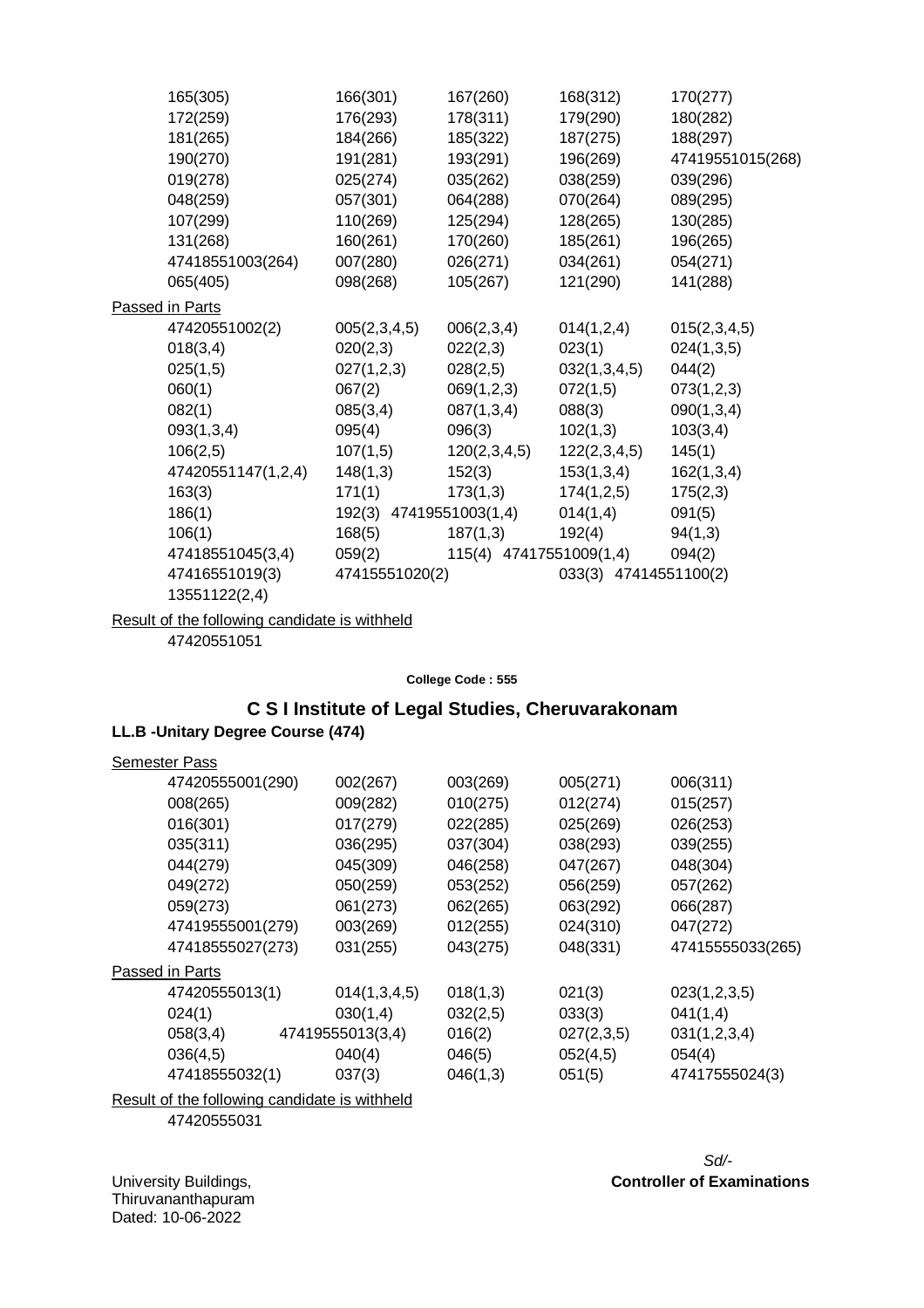| | | | | |
|---|---|---|---|---|
| 165(305) | 166(301) | 167(260) | 168(312) | 170(277) |
| 172(259) | 176(293) | 178(311) | 179(290) | 180(282) |
| 181(265) | 184(266) | 185(322) | 187(275) | 188(297) |
| 190(270) | 191(281) | 193(291) | 196(269) | 47419551015(268) |
| 019(278) | 025(274) | 035(262) | 038(259) | 039(296) |
| 048(259) | 057(301) | 064(288) | 070(264) | 089(295) |
| 107(299) | 110(269) | 125(294) | 128(265) | 130(285) |
| 131(268) | 160(261) | 170(260) | 185(261) | 196(265) |
| 47418551003(264) | 007(280) | 026(271) | 034(261) | 054(271) |
| 065(405) | 098(268) | 105(267) | 121(290) | 141(288) |

Passed in Parts

| | | | | |
|---|---|---|---|---|
| 47420551002(2) | 005(2,3,4,5) | 006(2,3,4) | 014(1,2,4) | 015(2,3,4,5) |
| 018(3,4) | 020(2,3) | 022(2,3) | 023(1) | 024(1,3,5) |
| 025(1,5) | 027(1,2,3) | 028(2,5) | 032(1,3,4,5) | 044(2) |
| 060(1) | 067(2) | 069(1,2,3) | 072(1,5) | 073(1,2,3) |
| 082(1) | 085(3,4) | 087(1,3,4) | 088(3) | 090(1,3,4) |
| 093(1,3,4) | 095(4) | 096(3) | 102(1,3) | 103(3,4) |
| 106(2,5) | 107(1,5) | 120(2,3,4,5) | 122(2,3,4,5) | 145(1) |
| 47420551147(1,2,4) | 148(1,3) | 152(3) | 153(1,3,4) | 162(1,3,4) |
| 163(3) | 171(1) | 173(1,3) | 174(1,2,5) | 175(2,3) |
| 186(1) | 192(3) 47419551003(1,4) | | 014(1,4) | 091(5) |
| 106(1) | 168(5) | 187(1,3) | 192(4) | 94(1,3) |
| 47418551045(3,4) | 059(2) | 115(4) 47417551009(1,4) | | 094(2) |
| 47416551019(3) | 47415551020(2) | | 033(3) 47414551100(2) | |
| 13551122(2,4) | | | | |

Result of the following candidate is withheld

47420551051

**College Code : 555**

## C S I Institute of Legal Studies, Cheruvarakonam

### LL.B -Unitary Degree Course (474)

Semester Pass

| | | | | |
|---|---|---|---|---|
| 47420555001(290) | 002(267) | 003(269) | 005(271) | 006(311) |
| 008(265) | 009(282) | 010(275) | 012(274) | 015(257) |
| 016(301) | 017(279) | 022(285) | 025(269) | 026(253) |
| 035(311) | 036(295) | 037(304) | 038(293) | 039(255) |
| 044(279) | 045(309) | 046(258) | 047(267) | 048(304) |
| 049(272) | 050(259) | 053(252) | 056(259) | 057(262) |
| 059(273) | 061(273) | 062(265) | 063(292) | 066(287) |
| 47419555001(279) | 003(269) | 012(255) | 024(310) | 047(272) |
| 47418555027(273) | 031(255) | 043(275) | 048(331) | 47415555033(265) |

Passed in Parts

| | | | | |
|---|---|---|---|---|
| 47420555013(1) | 014(1,3,4,5) | 018(1,3) | 021(3) | 023(1,2,3,5) |
| 024(1) | 030(1,4) | 032(2,5) | 033(3) | 041(1,4) |
| 058(3,4) | 47419555013(3,4) | 016(2) | 027(2,3,5) | 031(1,2,3,4) |
| 036(4,5) | 040(4) | 046(5) | 052(4,5) | 054(4) |
| 47418555032(1) | 037(3) | 046(1,3) | 051(5) | 47417555024(3) |

Result of the following candidate is withheld

47420555031

University Buildings,
Thiruvananthapuram
Dated: 10-06-2022

Sd/-
**Controller of Examinations**